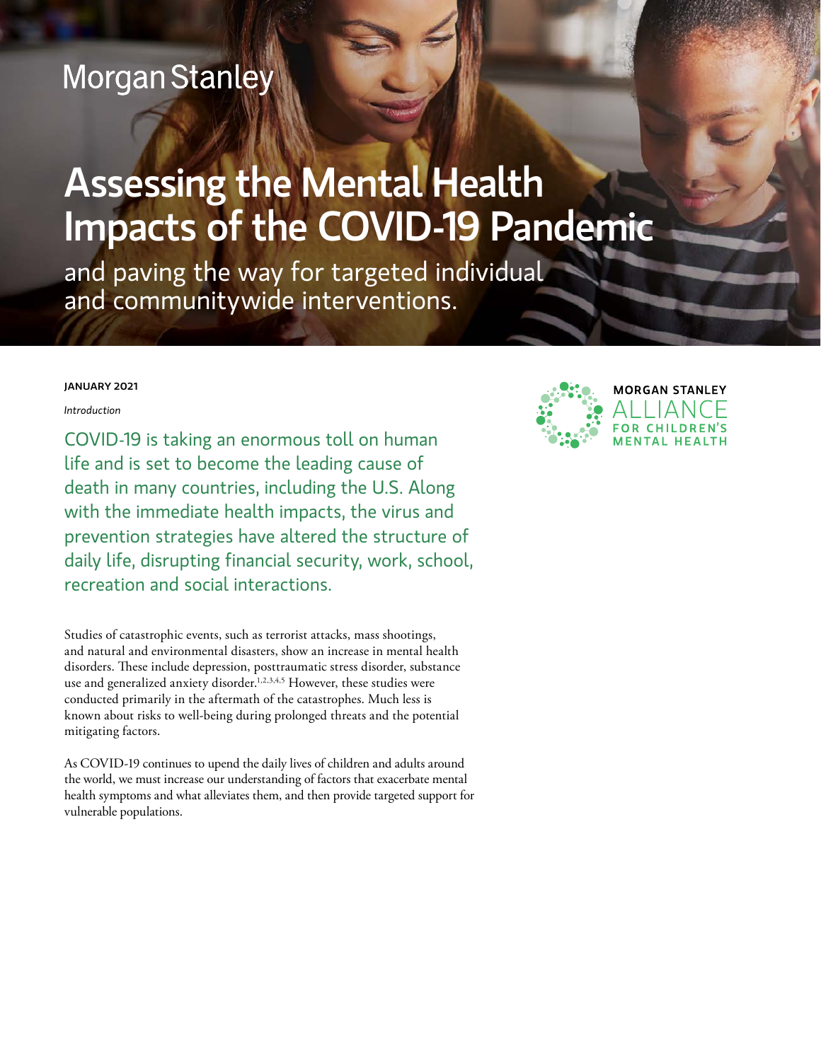Morgan Stanley

# Assessing the Mental Health Impacts of the COVID-19 Pandemic

and paving the way for targeted individual and communitywide interventions.

**JANUARY 2021**

MORGAN STANLEY ALLIANCE FOR CHILDREN'S MENTAL HEALTH

*Introduction*

## COVID-19 is taking an enormous toll on human life and is set to become the leading cause of death in many countries, including the U.S. Along with the immediate health impacts, the virus and prevention strategies have altered the structure of daily life, disrupting financial security, work, school, recreation and social interactions.

Studies of catastrophic events, such as terrorist attacks, mass shootings, and natural and environmental disasters, show an increase in mental health disorders. These include depression, posttraumatic stress disorder, substance use and generalized anxiety disorder.[1,2,3,4,5] However, these studies were conducted primarily in the aftermath of the catastrophes. Much less is known about risks to well-being during prolonged threats and the potential mitigating factors.

As COVID-19 continues to upend the daily lives of children and adults around the world, we must increase our understanding of factors that exacerbate mental health symptoms and what alleviates them, and then provide targeted support for vulnerable populations.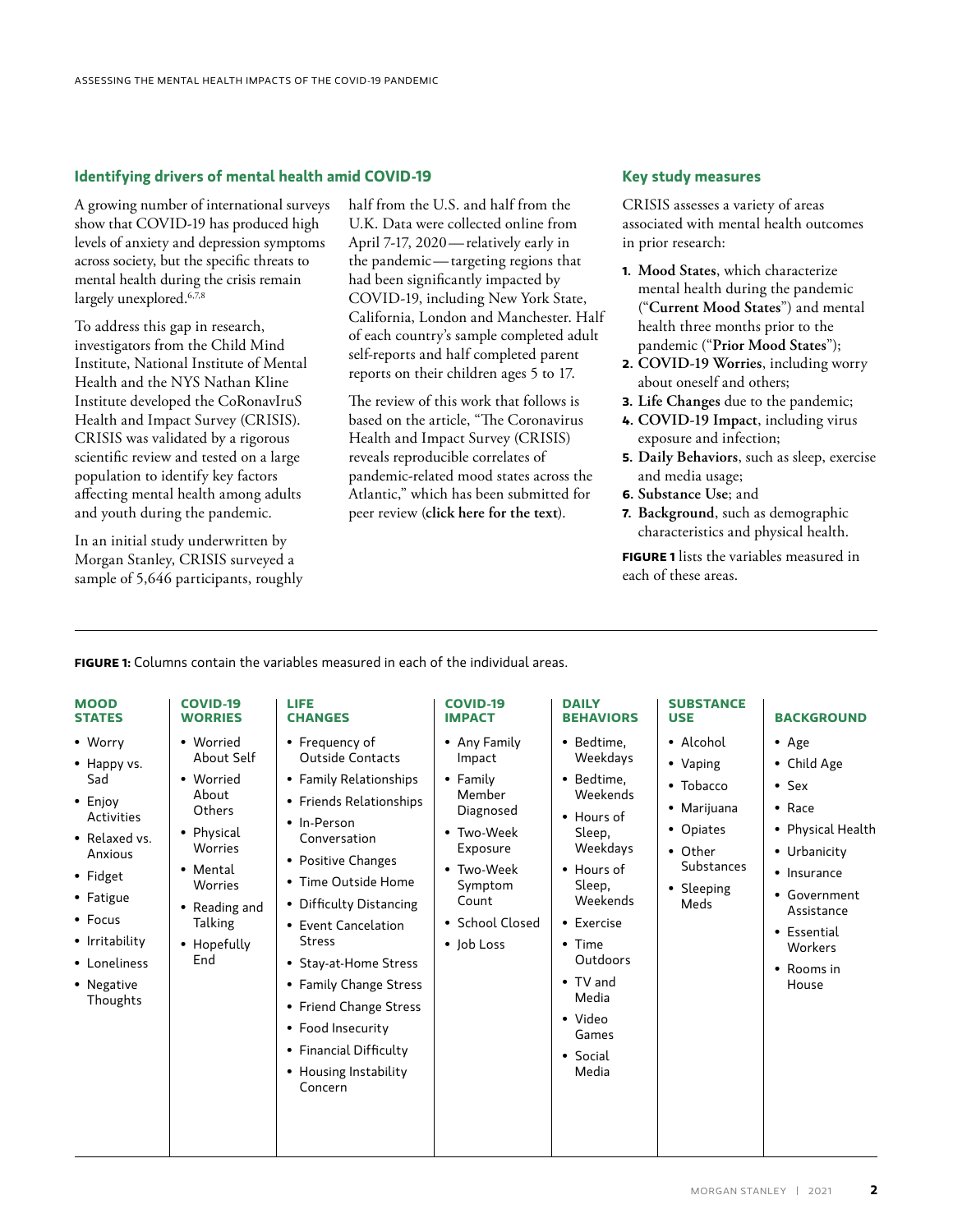## Identifying drivers of mental health amid COVID-19

A growing number of international surveys show that COVID-19 has produced high levels of anxiety and depression symptoms across society, but the specific threats to mental health during the crisis remain largely unexplored.[6,7,8]

To address this gap in research, investigators from the Child Mind Institute, National Institute of Mental Health and the NYS Nathan Kline Institute developed the CoRonavIruS Health and Impact Survey (CRISIS). CRISIS was validated by a rigorous scientific review and tested on a large population to identify key factors affecting mental health among adults and youth during the pandemic.

In an initial study underwritten by Morgan Stanley, CRISIS surveyed a sample of 5,646 participants, roughly half from the U.S. and half from the U.K. Data were collected online from April 7-17, 2020—relatively early in the pandemic—targeting regions that had been significantly impacted by COVID-19, including New York State, California, London and Manchester. Half of each country's sample completed adult self-reports and half completed parent reports on their children ages 5 to 17.

The review of this work that follows is based on the article, "The Coronavirus Health and Impact Survey (CRISIS) reveals reproducible correlates of pandemic-related mood states across the Atlantic," which has been submitted for peer review (**click here for the text**).

## Key study measures

CRISIS assesses a variety of areas associated with mental health outcomes in prior research:

1. **Mood States**, which characterize mental health during the pandemic ("**Current Mood States**") and mental health three months prior to the pandemic ("**Prior Mood States**");
2. **COVID-19 Worries**, including worry about oneself and others;
3. **Life Changes** due to the pandemic;
4. **COVID-19 Impact**, including virus exposure and infection;
5. **Daily Behaviors**, such as sleep, exercise and media usage;
6. **Substance Use**; and
7. **Background**, such as demographic characteristics and physical health.

**FIGURE 1** lists the variables measured in each of these areas.

**FIGURE 1:** Columns contain the variables measured in each of the individual areas.

| MOOD STATES | COVID-19 WORRIES | LIFE CHANGES | COVID-19 IMPACT | DAILY BEHAVIORS | SUBSTANCE USE | BACKGROUND |
|---|---|---|---|---|---|---|
| • Worry | • Worried About Self | • Frequency of Outside Contacts | • Any Family Impact | • Bedtime, Weekdays | • Alcohol | • Age |
| • Happy vs. Sad | • Worried About Others | • Family Relationships | • Family Member Diagnosed | • Bedtime, Weekends | • Vaping | • Child Age |
| • Enjoy Activities | • Physical Worries | • Friends Relationships | • Two-Week Exposure | • Hours of Sleep, Weekdays | • Tobacco | • Sex |
| • Relaxed vs. Anxious | • Mental Worries | • In-Person Conversation | • Two-Week Symptom Count | • Hours of Sleep, Weekends | • Marijuana | • Race |
| • Fidget | • Reading and Talking | • Positive Changes | • School Closed | • Exercise | • Opiates | • Physical Health |
| • Fatigue | • Hopefully End | • Time Outside Home | • Job Loss | • Time Outdoors | • Other Substances | • Urbanicity |
| • Focus | | • Difficulty Distancing | | • TV and Media | • Sleeping Meds | • Insurance |
| • Irritability | | • Event Cancelation Stress | | • Video Games | | • Government Assistance |
| • Loneliness | | • Stay-at-Home Stress | | • Social Media | | • Essential Workers |
| • Negative Thoughts | | • Family Change Stress | | | | • Rooms in House |
| | | • Friend Change Stress | | | | |
| | | • Food Insecurity | | | | |
| | | • Financial Difficulty | | | | |
| | | • Housing Instability Concern | | | | |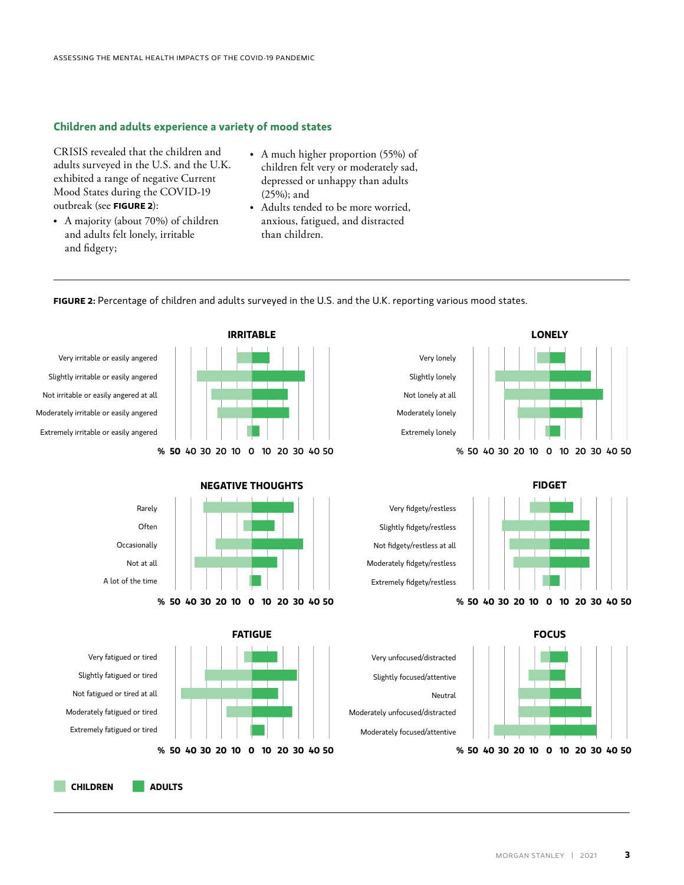## Children and adults experience a variety of mood states

CRISIS revealed that the children and adults surveyed in the U.S. and the U.K. exhibited a range of negative Current Mood States during the COVID-19 outbreak (see **FIGURE 2**):

- A majority (about 70%) of children and adults felt lonely, irritable and fidgety;
- A much higher proportion (55%) of children felt very or moderately sad, depressed or unhappy than adults (25%); and
- Adults tended to be more worried, anxious, fatigued, and distracted than children.

**FIGURE 2:** Percentage of children and adults surveyed in the U.S. and the U.K. reporting various mood states.

**IRRITABLE**

- Very irritable or easily angered
- Slightly irritable or easily angered
- Not irritable or easily angered at all
- Moderately irritable or easily angered
- Extremely irritable or easily angered

**LONELY**

- Very lonely
- Slightly lonely
- Not lonely at all
- Moderately lonely
- Extremely lonely

**NEGATIVE THOUGHTS**

- Rarely
- Often
- Occasionally
- Not at all
- A lot of the time

**FIDGET**

- Very fidgety/restless
- Slightly fidgety/restless
- Not fidgety/restless at all
- Moderately fidgety/restless
- Extremely fidgety/restless

**FATIGUE**

- Very fatigued or tired
- Slightly fatigued or tired
- Not fatigued or tired at all
- Moderately fatigued or tired
- Extremely fatigued or tired

**FOCUS**

- Very unfocused/distracted
- Slightly focused/attentive
- Neutral
- Moderately unfocused/distracted
- Moderately focused/attentive

% 50 40 30 20 10 0 10 20 30 40 50

CHILDREN | ADULTS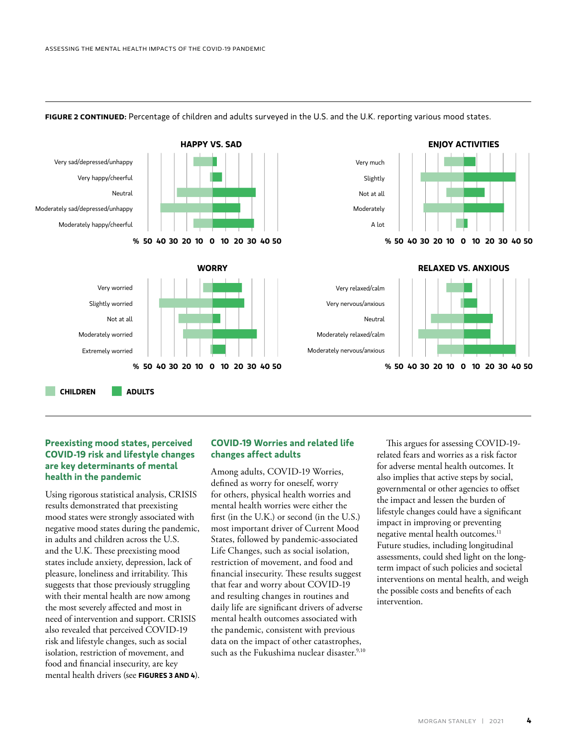**FIGURE 2 CONTINUED:** Percentage of children and adults surveyed in the U.S. and the U.K. reporting various mood states.

## Preexisting mood states, perceived COVID-19 risk and lifestyle changes are key determinants of mental health in the pandemic

Using rigorous statistical analysis, CRISIS results demonstrated that preexisting mood states were strongly associated with negative mood states during the pandemic, in adults and children across the U.S. and the U.K. These preexisting mood states include anxiety, depression, lack of pleasure, loneliness and irritability. This suggests that those previously struggling with their mental health are now among the most severely affected and most in need of intervention and support. CRISIS also revealed that perceived COVID-19 risk and lifestyle changes, such as social isolation, restriction of movement, and food and financial insecurity, are key mental health drivers (see **FIGURES 3 AND 4**).

## COVID-19 Worries and related life changes affect adults

Among adults, COVID-19 Worries, defined as worry for oneself, worry for others, physical health worries and mental health worries were either the first (in the U.K.) or second (in the U.S.) most important driver of Current Mood States, followed by pandemic-associated Life Changes, such as social isolation, restriction of movement, and food and financial insecurity. These results suggest that fear and worry about COVID-19 and resulting changes in routines and daily life are significant drivers of adverse mental health outcomes associated with the pandemic, consistent with previous data on the impact of other catastrophes, such as the Fukushima nuclear disaster.[9,10]

This argues for assessing COVID-19-related fears and worries as a risk factor for adverse mental health outcomes. It also implies that active steps by social, governmental or other agencies to offset the impact and lessen the burden of lifestyle changes could have a significant impact in improving or preventing negative mental health outcomes.[11] Future studies, including longitudinal assessments, could shed light on the long-term impact of such policies and societal interventions on mental health, and weigh the possible costs and benefits of each intervention.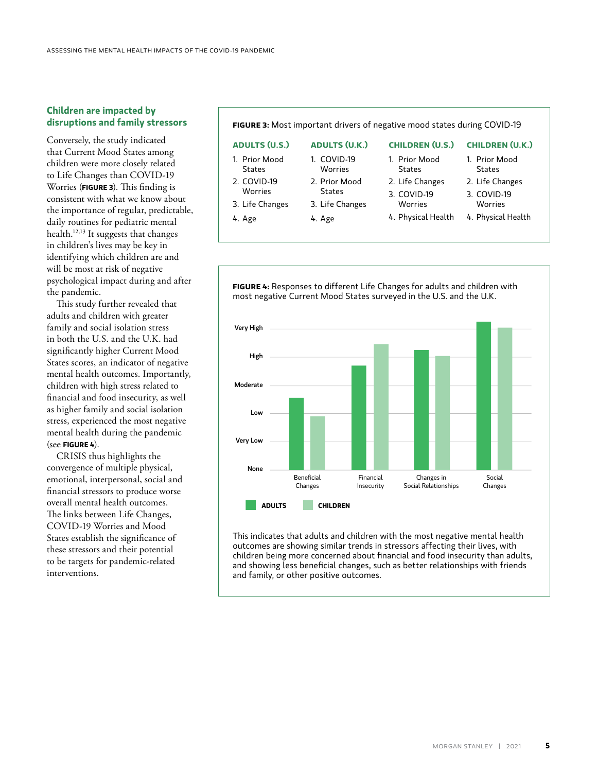## Children are impacted by disruptions and family stressors

Conversely, the study indicated that Current Mood States among children were more closely related to Life Changes than COVID-19 Worries (**FIGURE 3**). This finding is consistent with what we know about the importance of regular, predictable, daily routines for pediatric mental health.[12,13] It suggests that changes in children's lives may be key in identifying which children are and will be most at risk of negative psychological impact during and after the pandemic.

This study further revealed that adults and children with greater family and social isolation stress in both the U.S. and the U.K. had significantly higher Current Mood States scores, an indicator of negative mental health outcomes. Importantly, children with high stress related to financial and food insecurity, as well as higher family and social isolation stress, experienced the most negative mental health during the pandemic (see **FIGURE 4**).

CRISIS thus highlights the convergence of multiple physical, emotional, interpersonal, social and financial stressors to produce worse overall mental health outcomes. The links between Life Changes, COVID-19 Worries and Mood States establish the significance of these stressors and their potential to be targets for pandemic-related interventions.

**FIGURE 3:** Most important drivers of negative mood states during COVID-19

| ADULTS (U.S.) | ADULTS (U.K.) | CHILDREN (U.S.) | CHILDREN (U.K.) |
|---|---|---|---|
| 1. Prior Mood States | 1. COVID-19 Worries | 1. Prior Mood States | 1. Prior Mood States |
| 2. COVID-19 Worries | 2. Prior Mood States | 2. Life Changes | 2. Life Changes |
| 3. Life Changes | 3. Life Changes | 3. COVID-19 Worries | 3. COVID-19 Worries |
| 4. Age | 4. Age | 4. Physical Health | 4. Physical Health |

**FIGURE 4:** Responses to different Life Changes for adults and children with most negative Current Mood States surveyed in the U.S. and the U.K.

This indicates that adults and children with the most negative mental health outcomes are showing similar trends in stressors affecting their lives, with children being more concerned about financial and food insecurity than adults, and showing less beneficial changes, such as better relationships with friends and family, or other positive outcomes.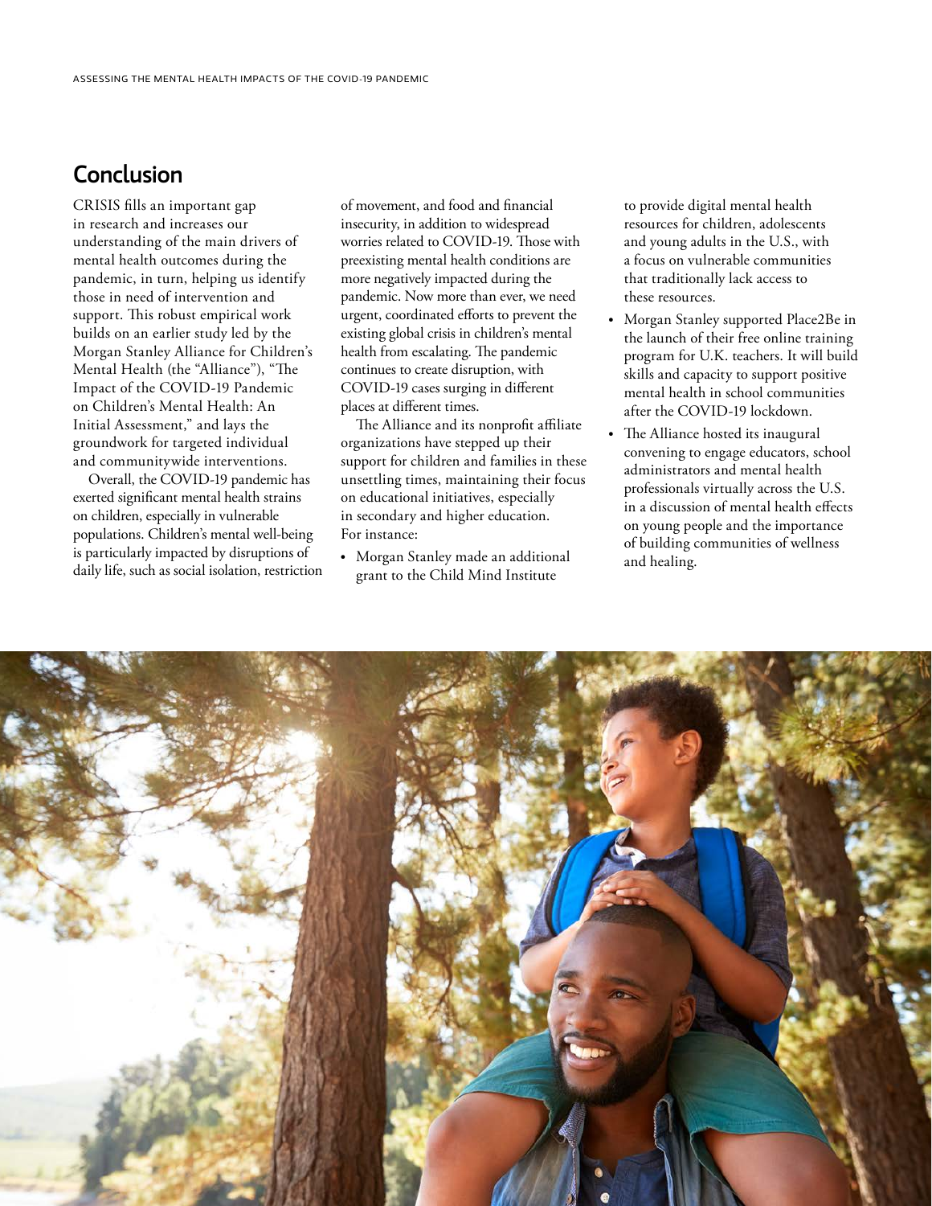## Conclusion

CRISIS fills an important gap in research and increases our understanding of the main drivers of mental health outcomes during the pandemic, in turn, helping us identify those in need of intervention and support. This robust empirical work builds on an earlier study led by the Morgan Stanley Alliance for Children's Mental Health (the "Alliance"), "The Impact of the COVID-19 Pandemic on Children's Mental Health: An Initial Assessment," and lays the groundwork for targeted individual and communitywide interventions.

Overall, the COVID-19 pandemic has exerted significant mental health strains on children, especially in vulnerable populations. Children's mental well-being is particularly impacted by disruptions of daily life, such as social isolation, restriction of movement, and food and financial insecurity, in addition to widespread worries related to COVID-19. Those with preexisting mental health conditions are more negatively impacted during the pandemic. Now more than ever, we need urgent, coordinated efforts to prevent the existing global crisis in children's mental health from escalating. The pandemic continues to create disruption, with COVID-19 cases surging in different places at different times.

The Alliance and its nonprofit affiliate organizations have stepped up their support for children and families in these unsettling times, maintaining their focus on educational initiatives, especially in secondary and higher education. For instance:

- Morgan Stanley made an additional grant to the Child Mind Institute to provide digital mental health resources for children, adolescents and young adults in the U.S., with a focus on vulnerable communities that traditionally lack access to these resources.
- Morgan Stanley supported Place2Be in the launch of their free online training program for U.K. teachers. It will build skills and capacity to support positive mental health in school communities after the COVID-19 lockdown.
- The Alliance hosted its inaugural convening to engage educators, school administrators and mental health professionals virtually across the U.S. in a discussion of mental health effects on young people and the importance of building communities of wellness and healing.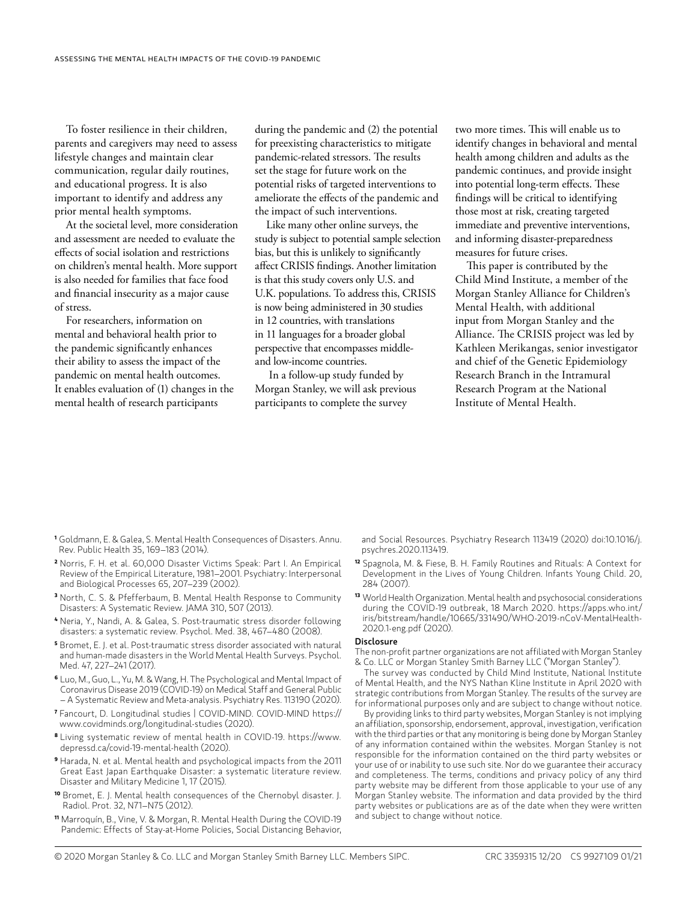To foster resilience in their children, parents and caregivers may need to assess lifestyle changes and maintain clear communication, regular daily routines, and educational progress. It is also important to identify and address any prior mental health symptoms.

At the societal level, more consideration and assessment are needed to evaluate the effects of social isolation and restrictions on children's mental health. More support is also needed for families that face food and financial insecurity as a major cause of stress.

For researchers, information on mental and behavioral health prior to the pandemic significantly enhances their ability to assess the impact of the pandemic on mental health outcomes. It enables evaluation of (1) changes in the mental health of research participants during the pandemic and (2) the potential for preexisting characteristics to mitigate pandemic-related stressors. The results set the stage for future work on the potential risks of targeted interventions to ameliorate the effects of the pandemic and the impact of such interventions.

Like many other online surveys, the study is subject to potential sample selection bias, but this is unlikely to significantly affect CRISIS findings. Another limitation is that this study covers only U.S. and U.K. populations. To address this, CRISIS is now being administered in 30 studies in 12 countries, with translations in 11 languages for a broader global perspective that encompasses middle- and low-income countries.

In a follow-up study funded by Morgan Stanley, we will ask previous participants to complete the survey two more times. This will enable us to identify changes in behavioral and mental health among children and adults as the pandemic continues, and provide insight into potential long-term effects. These findings will be critical to identifying those most at risk, creating targeted immediate and preventive interventions, and informing disaster-preparedness measures for future crises.

This paper is contributed by the Child Mind Institute, a member of the Morgan Stanley Alliance for Children's Mental Health, with additional input from Morgan Stanley and the Alliance. The CRISIS project was led by Kathleen Merikangas, senior investigator and chief of the Genetic Epidemiology Research Branch in the Intramural Research Program at the National Institute of Mental Health.

[1] Goldmann, E. & Galea, S. Mental Health Consequences of Disasters. Annu. Rev. Public Health 35, 169–183 (2014).

[2] Norris, F. H. et al. 60,000 Disaster Victims Speak: Part I. An Empirical Review of the Empirical Literature, 1981–2001. Psychiatry: Interpersonal and Biological Processes 65, 207–239 (2002).

[3] North, C. S. & Pfefferbaum, B. Mental Health Response to Community Disasters: A Systematic Review. JAMA 310, 507 (2013).

[4] Neria, Y., Nandi, A. & Galea, S. Post-traumatic stress disorder following disasters: a systematic review. Psychol. Med. 38, 467–480 (2008).

[5] Bromet, E. J. et al. Post-traumatic stress disorder associated with natural and human-made disasters in the World Mental Health Surveys. Psychol. Med. 47, 227–241 (2017).

[6] Luo, M., Guo, L., Yu, M. & Wang, H. The Psychological and Mental Impact of Coronavirus Disease 2019 (COVID-19) on Medical Staff and General Public – A Systematic Review and Meta-analysis. Psychiatry Res. 113190 (2020).

[7] Fancourt, D. Longitudinal studies | COVID-MIND. COVID-MIND https://www.covidminds.org/longitudinal-studies (2020).

[8] Living systematic review of mental health in COVID-19. https://www.depressd.ca/covid-19-mental-health (2020).

[9] Harada, N. et al. Mental health and psychological impacts from the 2011 Great East Japan Earthquake Disaster: a systematic literature review. Disaster and Military Medicine 1, 17 (2015).

[10] Bromet, E. J. Mental health consequences of the Chernobyl disaster. J. Radiol. Prot. 32, N71–N75 (2012).

[11] Marroquín, B., Vine, V. & Morgan, R. Mental Health During the COVID-19 Pandemic: Effects of Stay-at-Home Policies, Social Distancing Behavior, and Social Resources. Psychiatry Research 113419 (2020) doi:10.1016/j.psychres.2020.113419.

[12] Spagnola, M. & Fiese, B. H. Family Routines and Rituals: A Context for Development in the Lives of Young Children. Infants Young Child. 20, 284 (2007).

[13] World Health Organization. Mental health and psychosocial considerations during the COVID-19 outbreak, 18 March 2020. https://apps.who.int/iris/bitstream/handle/10665/331490/WHO-2019-nCoV-MentalHealth-2020.1-eng.pdf (2020).

**Disclosure**

The non-profit partner organizations are not affiliated with Morgan Stanley & Co. LLC or Morgan Stanley Smith Barney LLC ("Morgan Stanley").

The survey was conducted by Child Mind Institute, National Institute of Mental Health, and the NYS Nathan Kline Institute in April 2020 with strategic contributions from Morgan Stanley. The results of the survey are for informational purposes only and are subject to change without notice.

By providing links to third party websites, Morgan Stanley is not implying an affiliation, sponsorship, endorsement, approval, investigation, verification with the third parties or that any monitoring is being done by Morgan Stanley of any information contained within the websites. Morgan Stanley is not responsible for the information contained on the third party websites or your use of or inability to use such site. Nor do we guarantee their accuracy and completeness. The terms, conditions and privacy policy of any third party website may be different from those applicable to your use of any Morgan Stanley website. The information and data provided by the third party websites or publications are as of the date when they were written and subject to change without notice.

© 2020 Morgan Stanley & Co. LLC and Morgan Stanley Smith Barney LLC. Members SIPC. CRC 3359315 12/20 CS 9927109 01/21